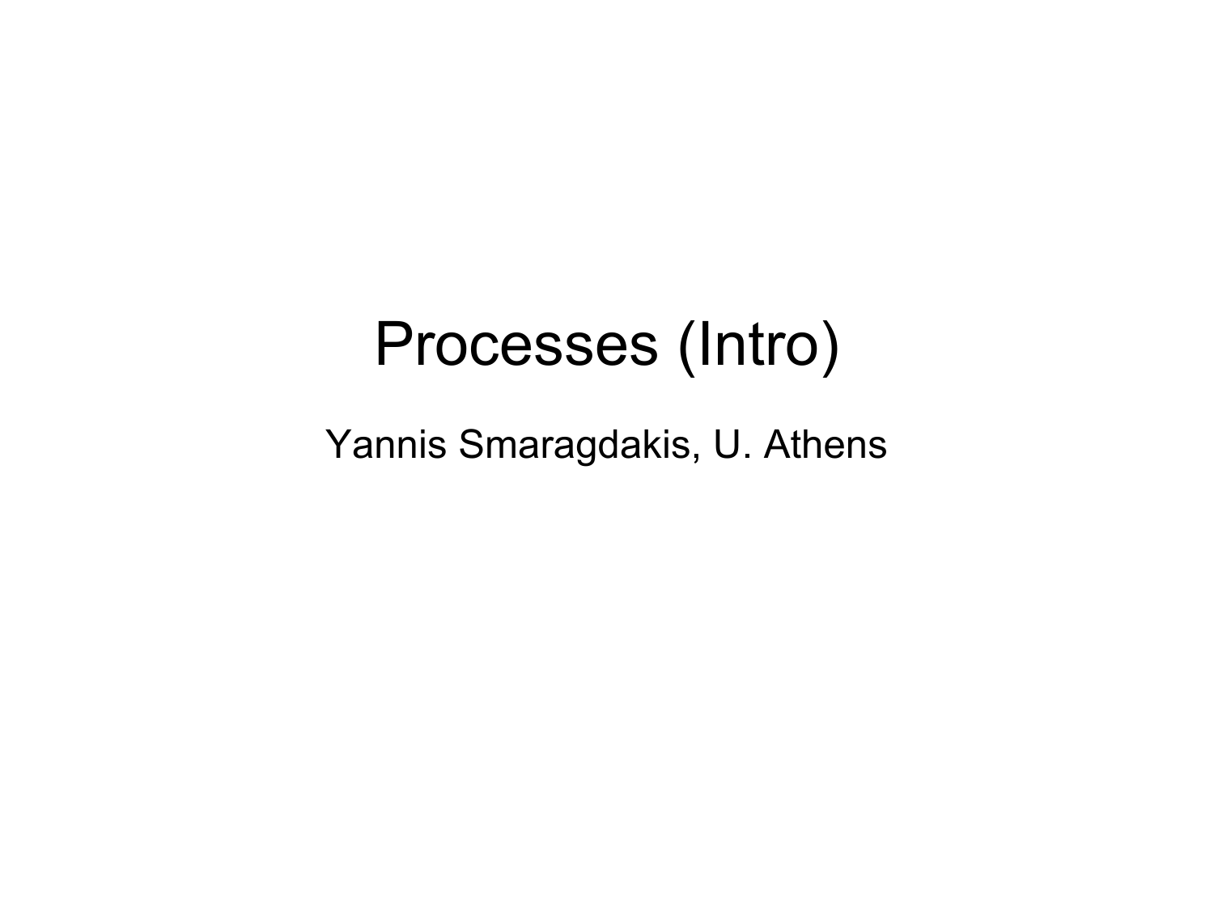# Processes (Intro)

Yannis Smaragdakis, U. Athens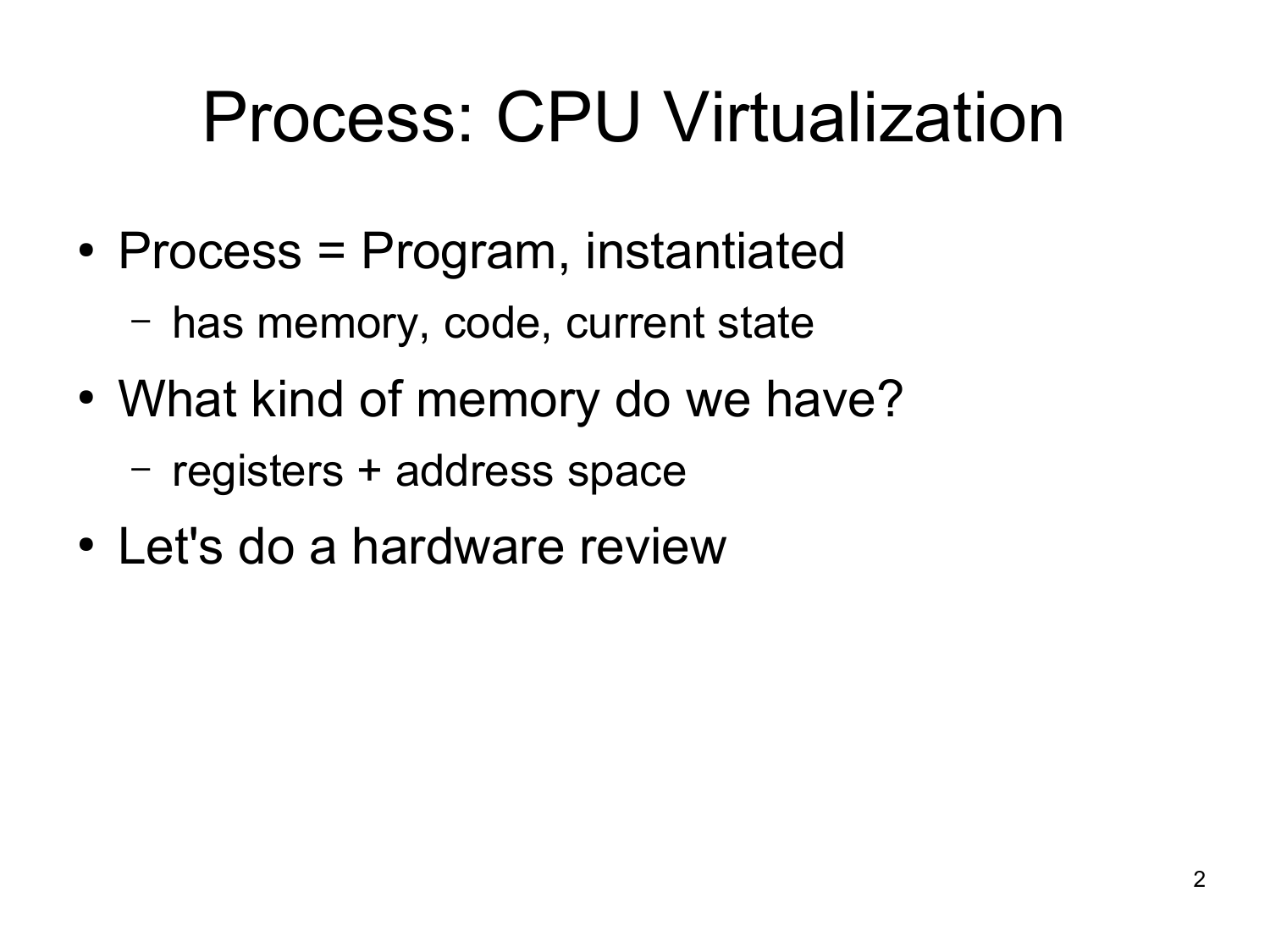# Process: CPU Virtualization

- Process = Program, instantiated
  - has memory, code, current state
- What kind of memory do we have?
  - registers + address space
- Let's do a hardware review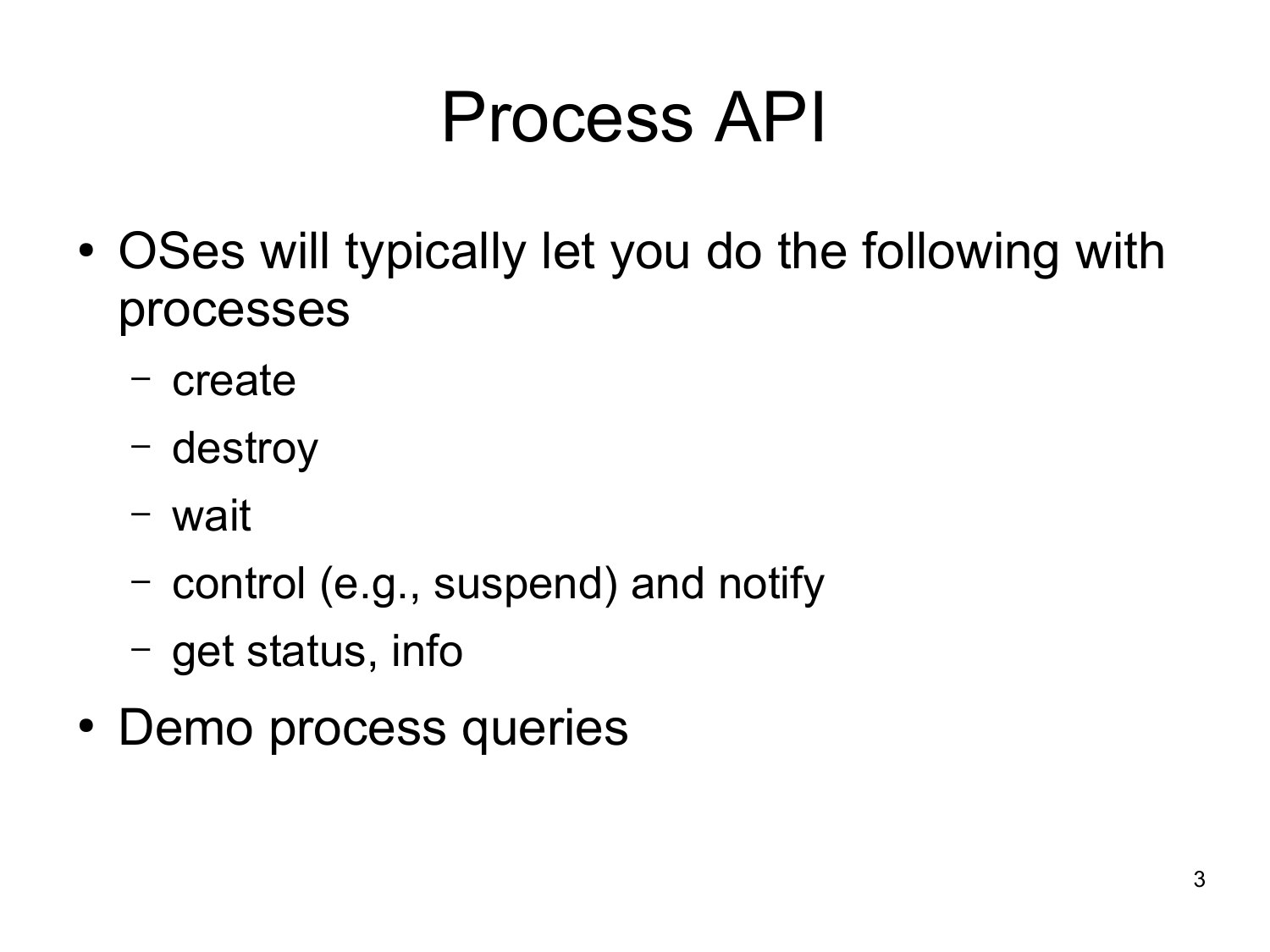# Process API

- OSes will typically let you do the following with processes
  - create
  - destroy
  - wait
  - control (e.g., suspend) and notify
  - get status, info
- Demo process queries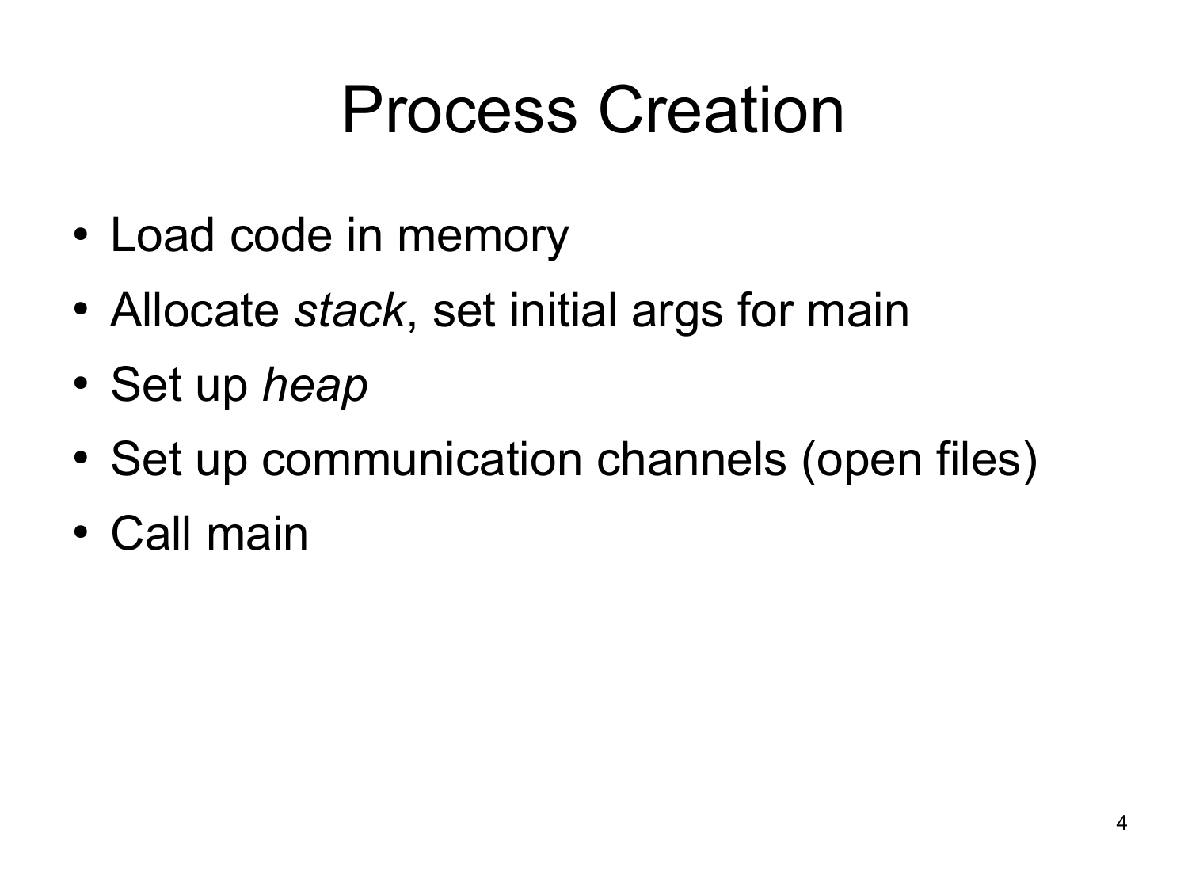# Process Creation

- Load code in memory
- Allocate *stack*, set initial args for main
- Set up *heap*
- Set up communication channels (open files)
- Call main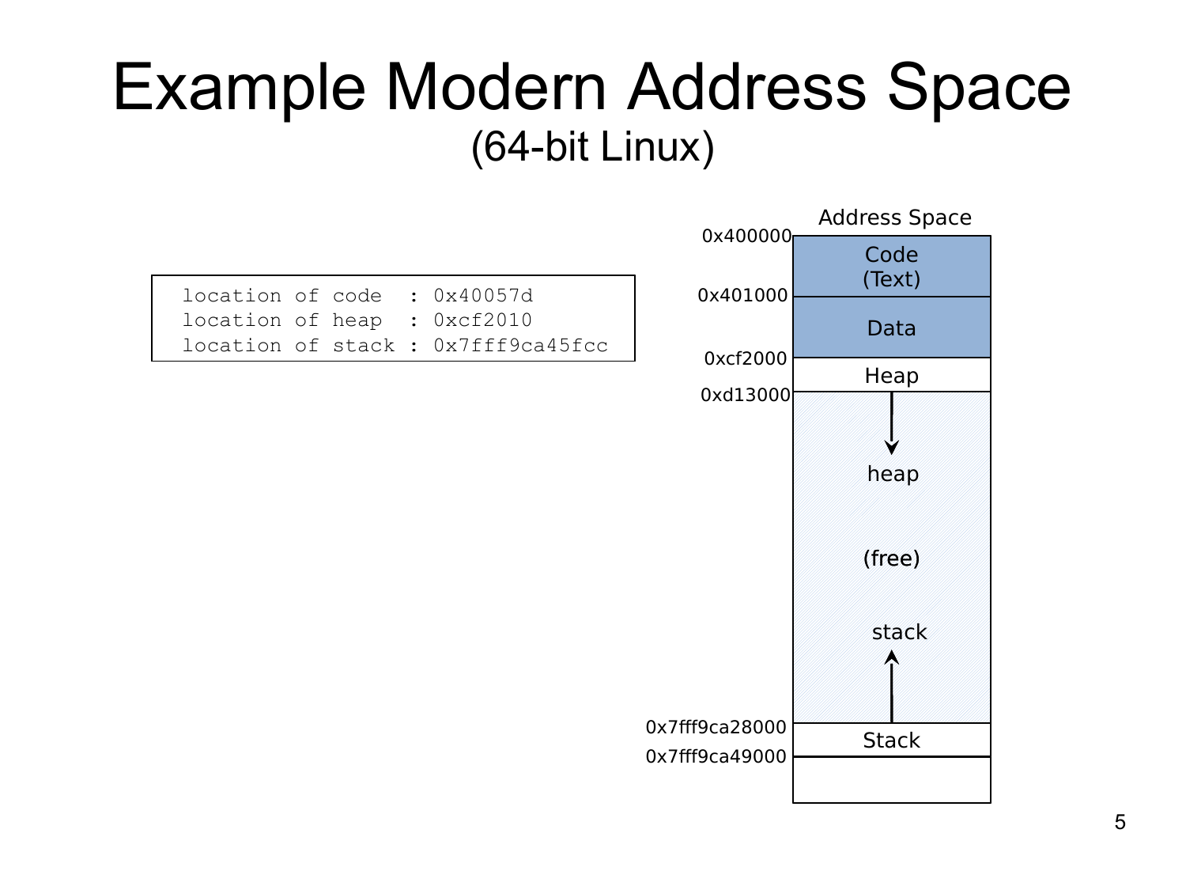# Example Modern Address Space

(64-bit Linux)

```
location of code  : 0x40057d
location of heap  : 0xcf2010
location of stack : 0x7fff9ca45fcc
```

Address Space

| Address | Region |
|---|---|
| 0x400000 | Code (Text) |
| 0x401000 | Data |
| 0xcf2000 | Heap |
| 0xd13000 | heap ↓ (free) stack ↑ |
| 0x7fff9ca28000 | Stack |
| 0x7fff9ca49000 | |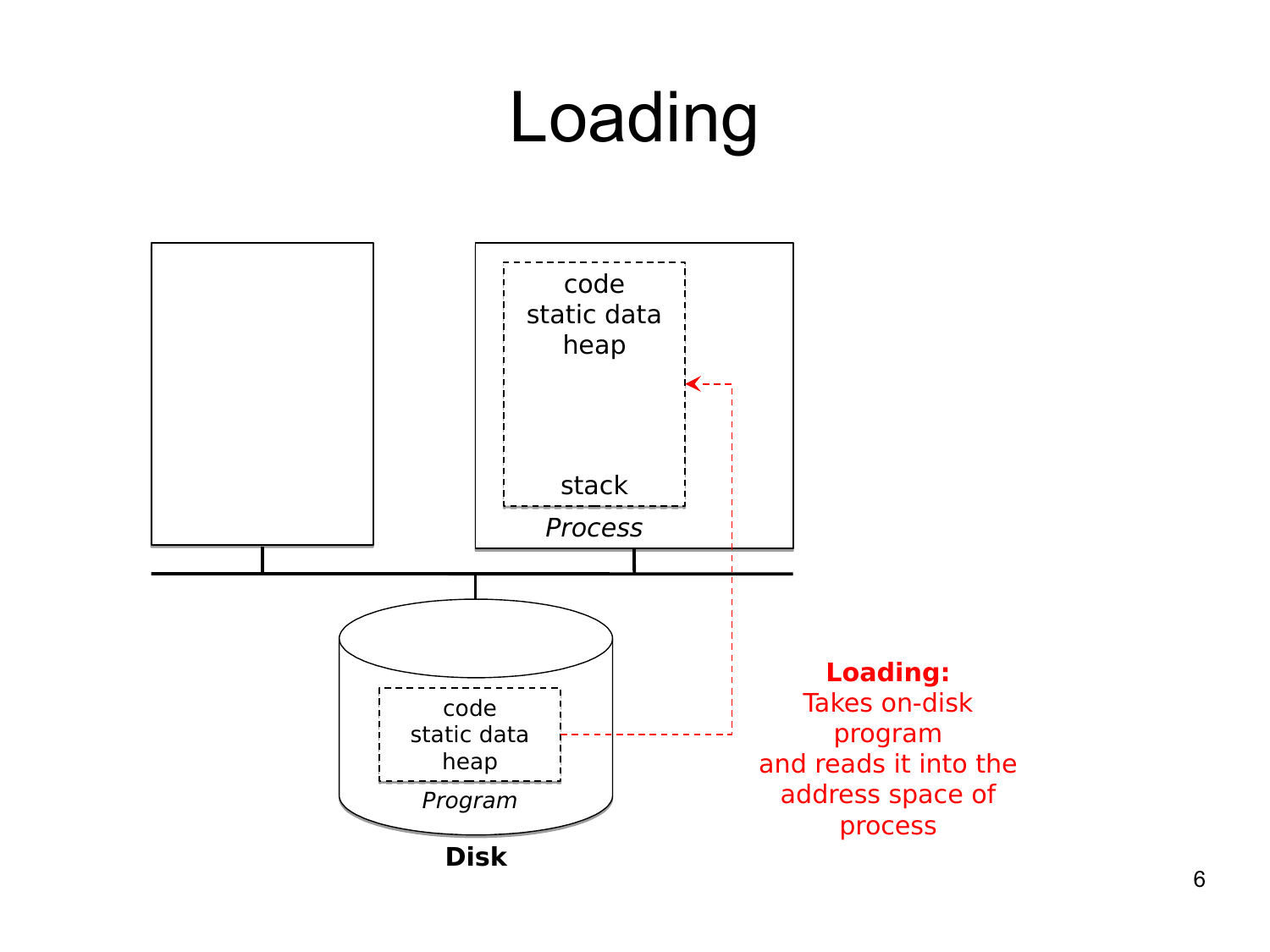# Loading

code
static data
heap

stack

*Process*

code
static data
heap

*Program*

**Disk**

**Loading:**
Takes on-disk program
and reads it into the address space of process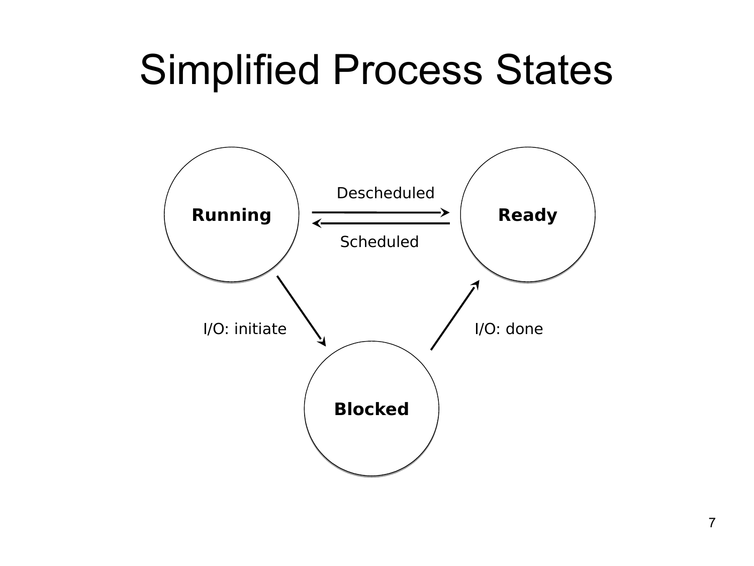# Simplified Process States

Running

Ready

Blocked

Descheduled

Scheduled

I/O: initiate

I/O: done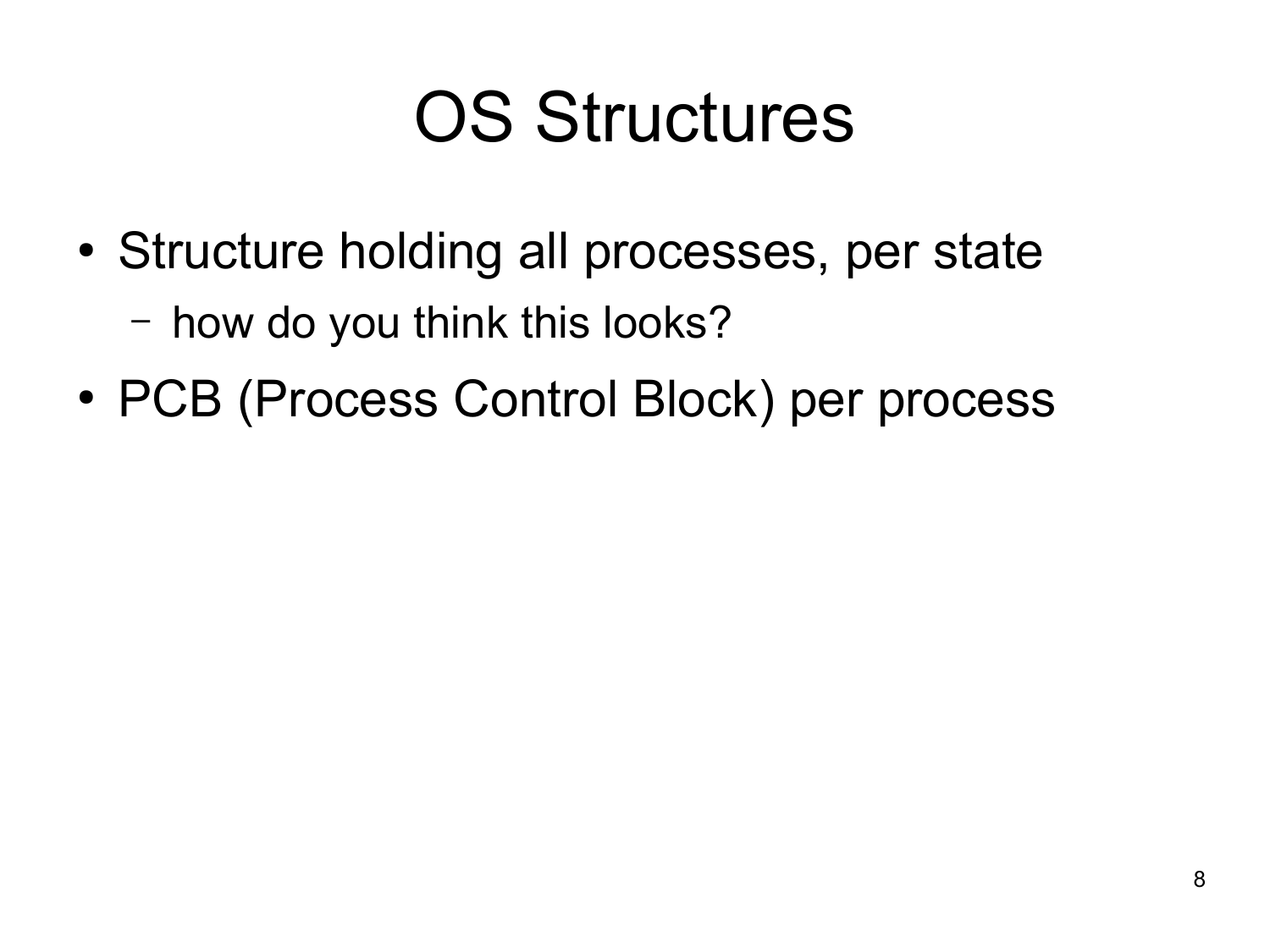# OS Structures

- Structure holding all processes, per state
  - how do you think this looks?
- PCB (Process Control Block) per process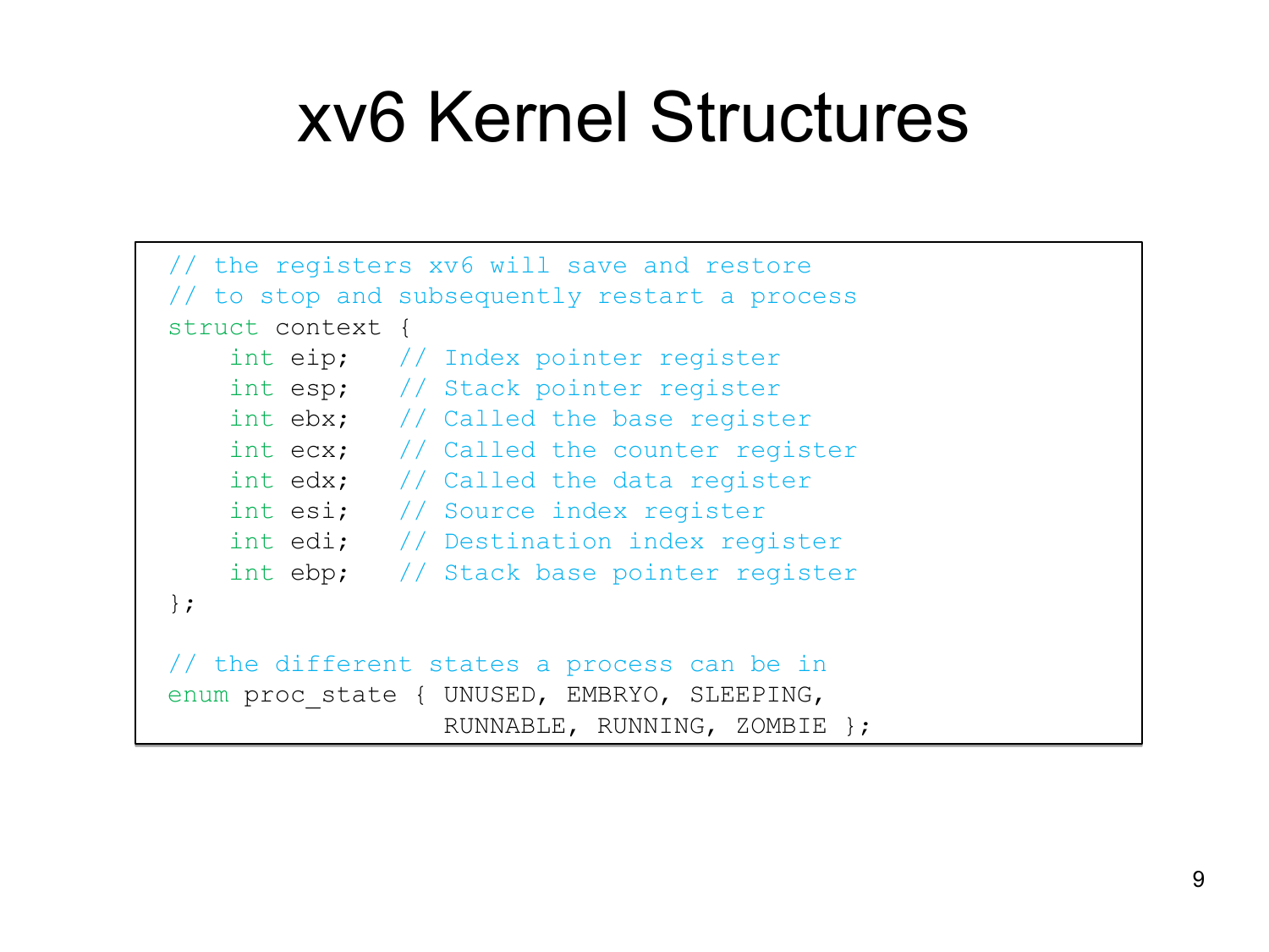# xv6 Kernel Structures

```
// the registers xv6 will save and restore
// to stop and subsequently restart a process
struct context {
    int eip;   // Index pointer register
    int esp;   // Stack pointer register
    int ebx;   // Called the base register
    int ecx;   // Called the counter register
    int edx;   // Called the data register
    int esi;   // Source index register
    int edi;   // Destination index register
    int ebp;   // Stack base pointer register
};

// the different states a process can be in
enum proc_state { UNUSED, EMBRYO, SLEEPING,
                  RUNNABLE, RUNNING, ZOMBIE };
```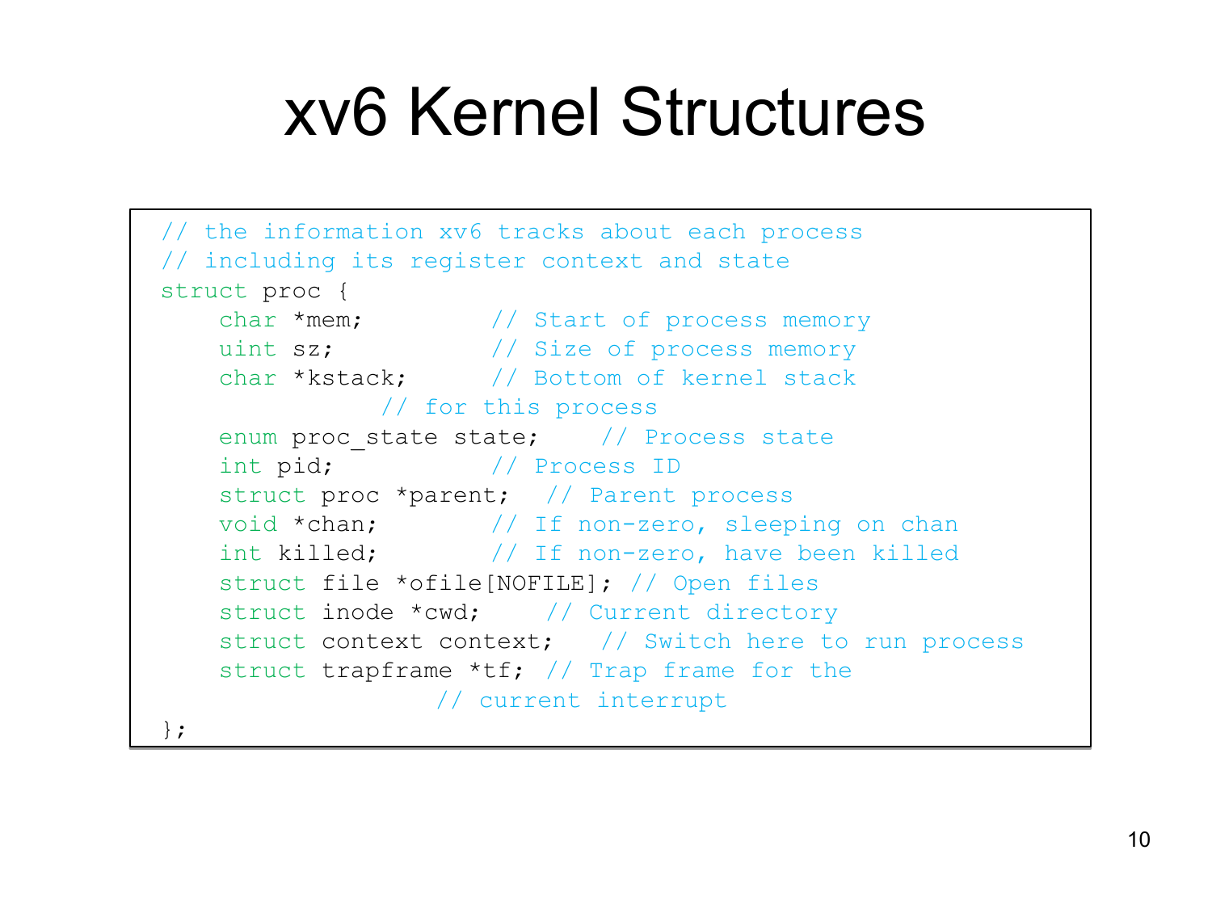# xv6 Kernel Structures

```
// the information xv6 tracks about each process
// including its register context and state
struct proc {
    char *mem;          // Start of process memory
    uint sz;            // Size of process memory
    char *kstack;       // Bottom of kernel stack
               // for this process
    enum proc_state state;    // Process state
    int pid;            // Process ID
    struct proc *parent;   // Parent process
    void *chan;         // If non-zero, sleeping on chan
    int killed;         // If non-zero, have been killed
    struct file *ofile[NOFILE]; // Open files
    struct inode *cwd;     // Current directory
    struct context context;   // Switch here to run process
    struct trapframe *tf; // Trap frame for the
                   // current interrupt
};
```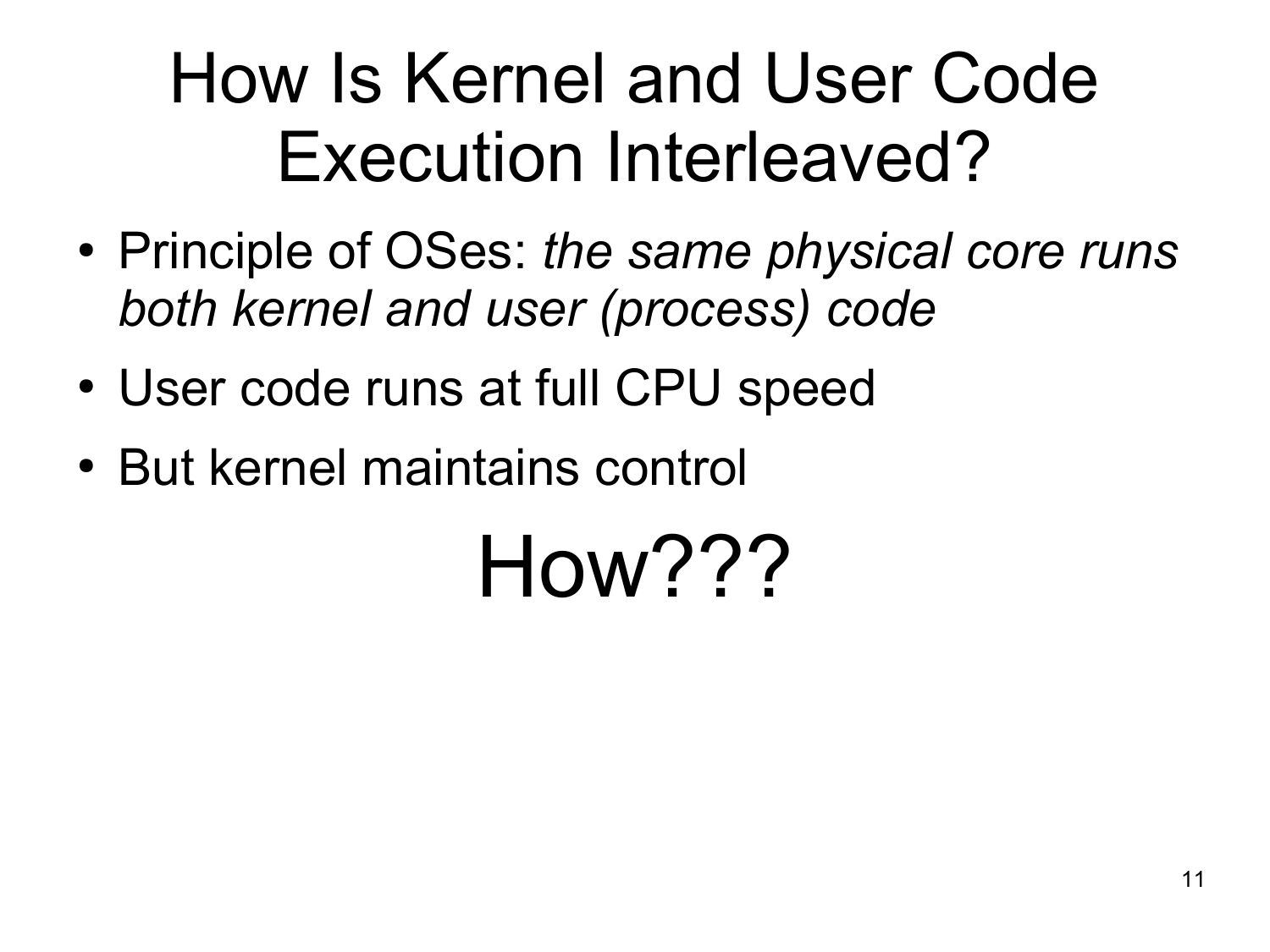# How Is Kernel and User Code Execution Interleaved?

- Principle of OSes: *the same physical core runs both kernel and user (process) code*
- User code runs at full CPU speed
- But kernel maintains control

How???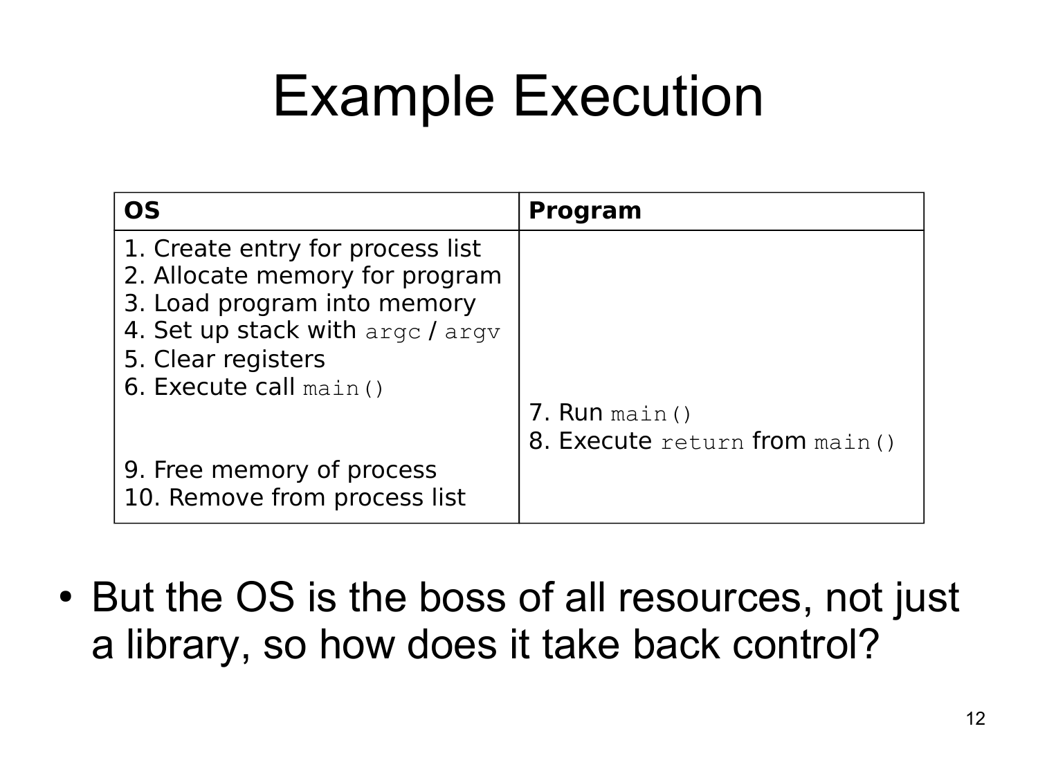# Example Execution

| OS | Program |
| --- | --- |
| 1. Create entry for process list<br>2. Allocate memory for program<br>3. Load program into memory<br>4. Set up stack with `argc` / `argv`<br>5. Clear registers<br>6. Execute call `main()` | |
| | 7. Run `main()`<br>8. Execute `return` from `main()` |
| 9. Free memory of process<br>10. Remove from process list | |

- But the OS is the boss of all resources, not just a library, so how does it take back control?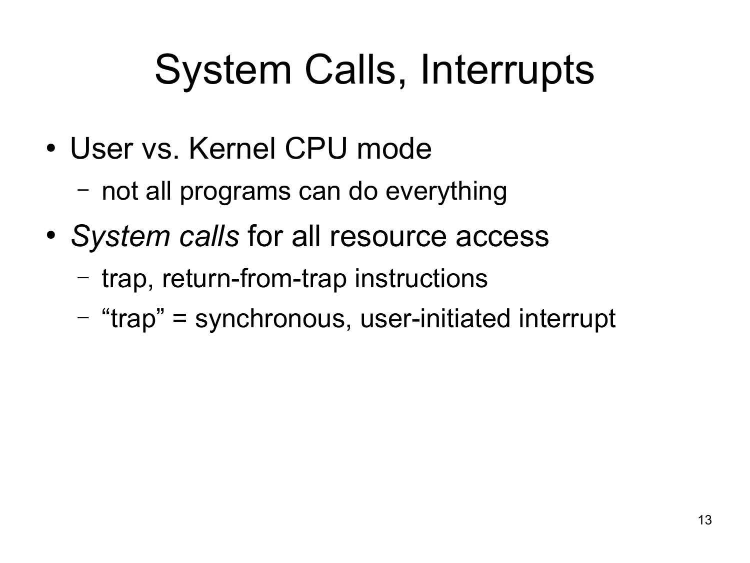# System Calls, Interrupts

- User vs. Kernel CPU mode
  - not all programs can do everything
- *System calls* for all resource access
  - trap, return-from-trap instructions
  - “trap” = synchronous, user-initiated interrupt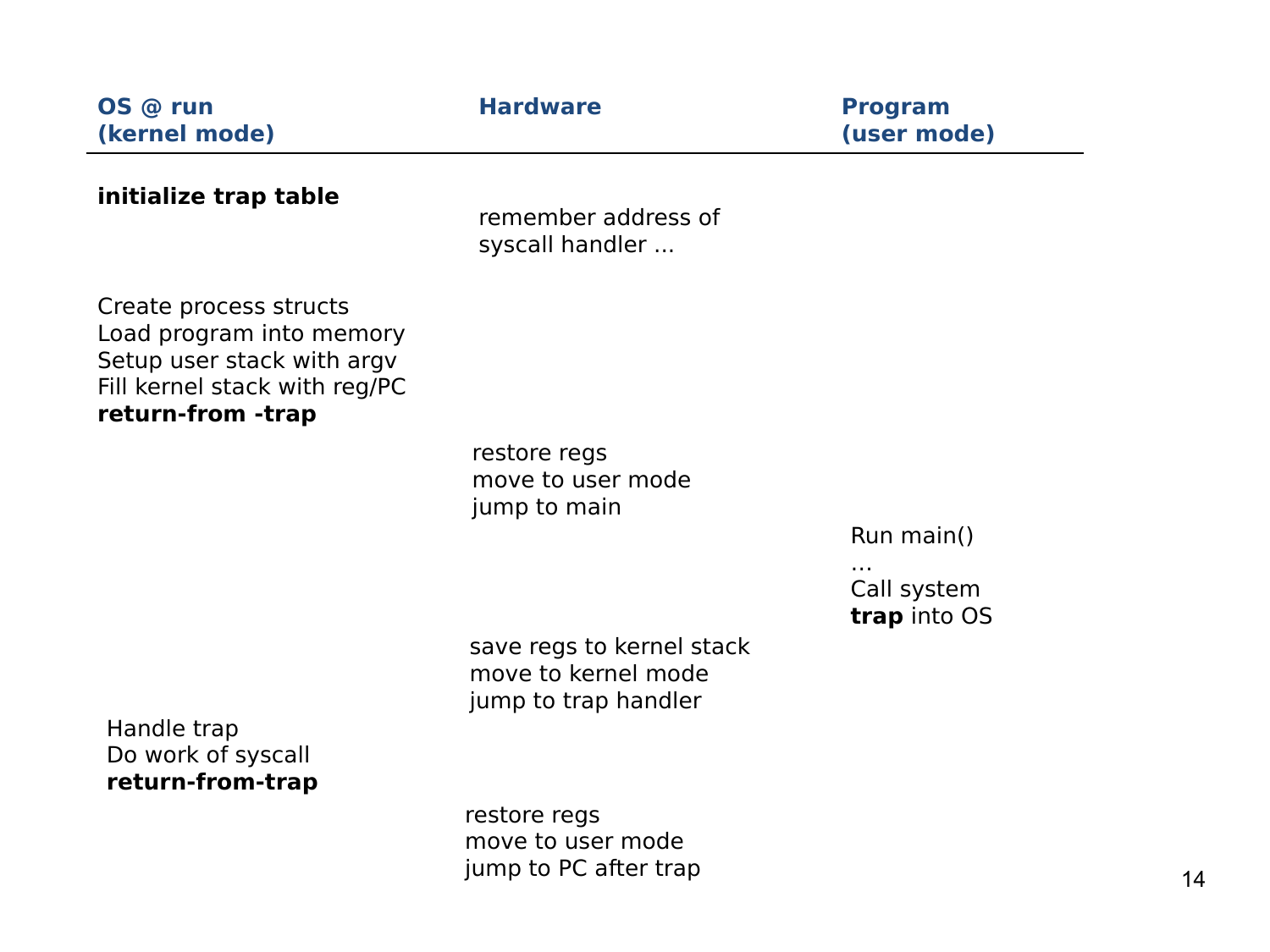| OS @ run (kernel mode) | Hardware | Program (user mode) |
| --- | --- | --- |
| **initialize trap table** | | |
| | remember address of syscall handler ... | |
| Create process structs<br>Load program into memory<br>Setup user stack with argv<br>Fill kernel stack with reg/PC<br>**return-from -trap** | | |
| | restore regs<br>move to user mode<br>jump to main | |
| | | Run main()<br>…<br>Call system<br>**trap** into OS |
| | save regs to kernel stack<br>move to kernel mode<br>jump to trap handler | |
| Handle trap<br>Do work of syscall<br>**return-from-trap** | | |
| | restore regs<br>move to user mode<br>jump to PC after trap | |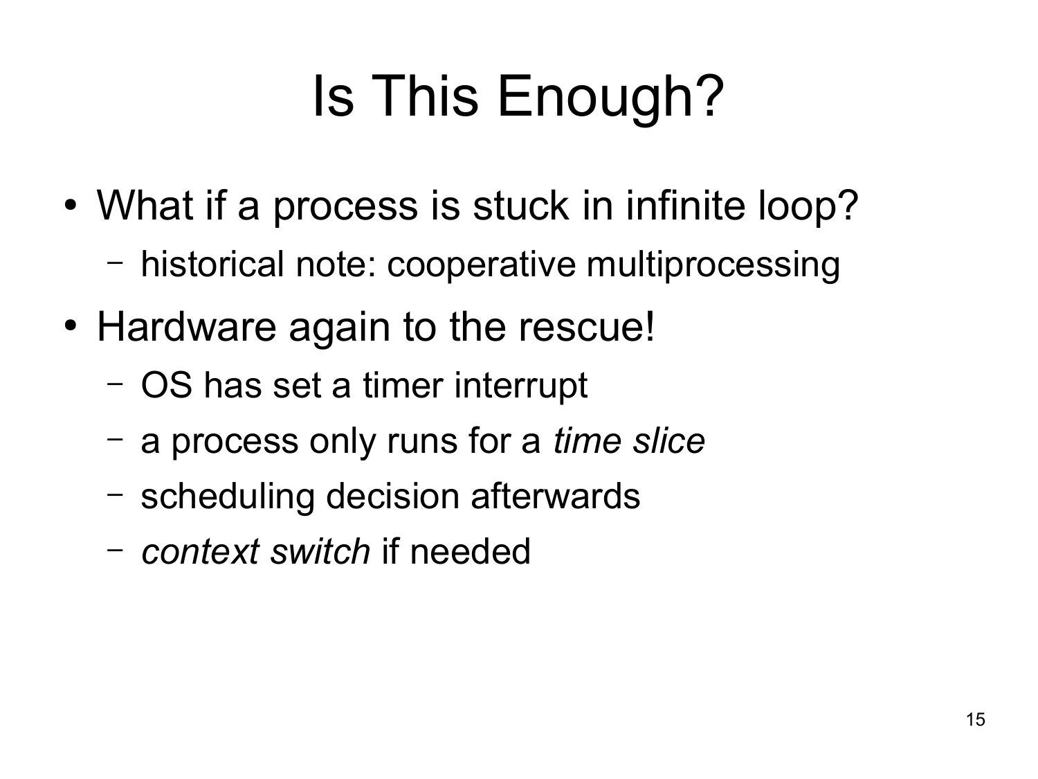# Is This Enough?

- What if a process is stuck in infinite loop?
  - historical note: cooperative multiprocessing
- Hardware again to the rescue!
  - OS has set a timer interrupt
  - a process only runs for a *time slice*
  - scheduling decision afterwards
  - *context switch* if needed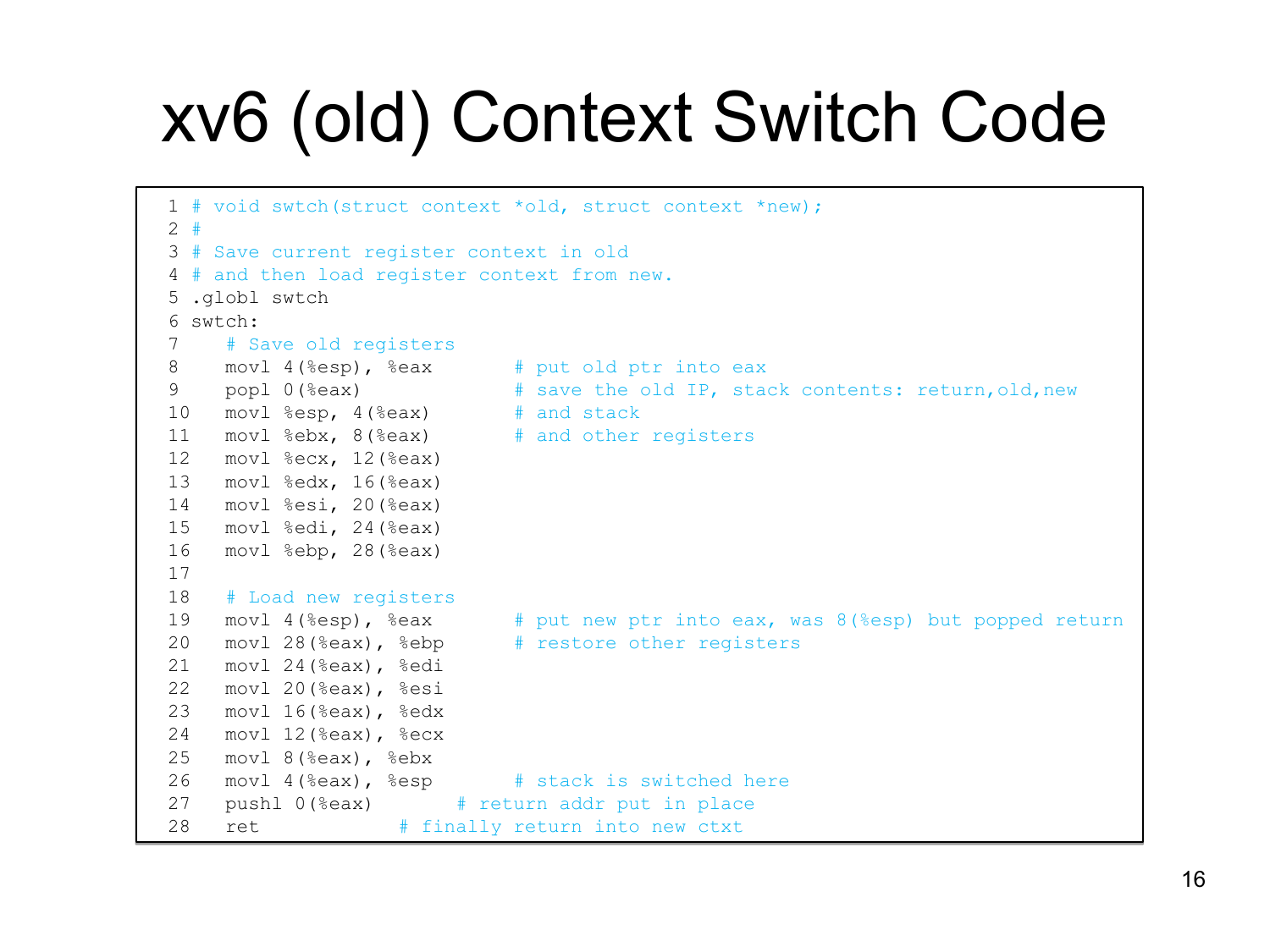# xv6 (old) Context Switch Code

```
1 # void swtch(struct context *old, struct context *new);
2 #
3 # Save current register context in old
4 # and then load register context from new.
5 .globl swtch
6 swtch:
7    # Save old registers
8    movl 4(%esp), %eax       # put old ptr into eax
9    popl 0(%eax)             # save the old IP, stack contents: return,old,new
10   movl %esp, 4(%eax)       # and stack
11   movl %ebx, 8(%eax)       # and other registers
12   movl %ecx, 12(%eax)
13   movl %edx, 16(%eax)
14   movl %esi, 20(%eax)
15   movl %edi, 24(%eax)
16   movl %ebp, 28(%eax)
17
18   # Load new registers
19   movl 4(%esp), %eax       # put new ptr into eax, was 8(%esp) but popped return
20   movl 28(%eax), %ebp      # restore other registers
21   movl 24(%eax), %edi
22   movl 20(%eax), %esi
23   movl 16(%eax), %edx
24   movl 12(%eax), %ecx
25   movl 8(%eax), %ebx
26   movl 4(%eax), %esp       # stack is switched here
27   pushl 0(%eax)       # return addr put in place
28   ret            # finally return into new ctxt
```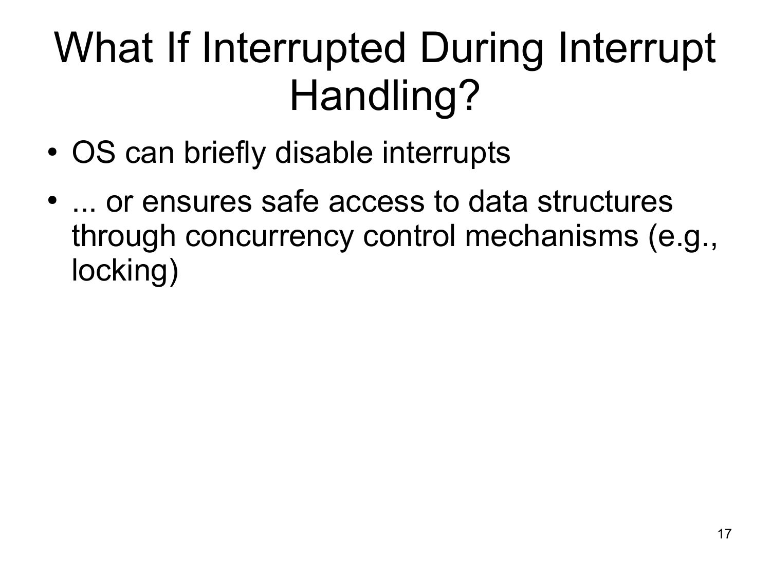# What If Interrupted During Interrupt Handling?

- OS can briefly disable interrupts
- ... or ensures safe access to data structures through concurrency control mechanisms (e.g., locking)